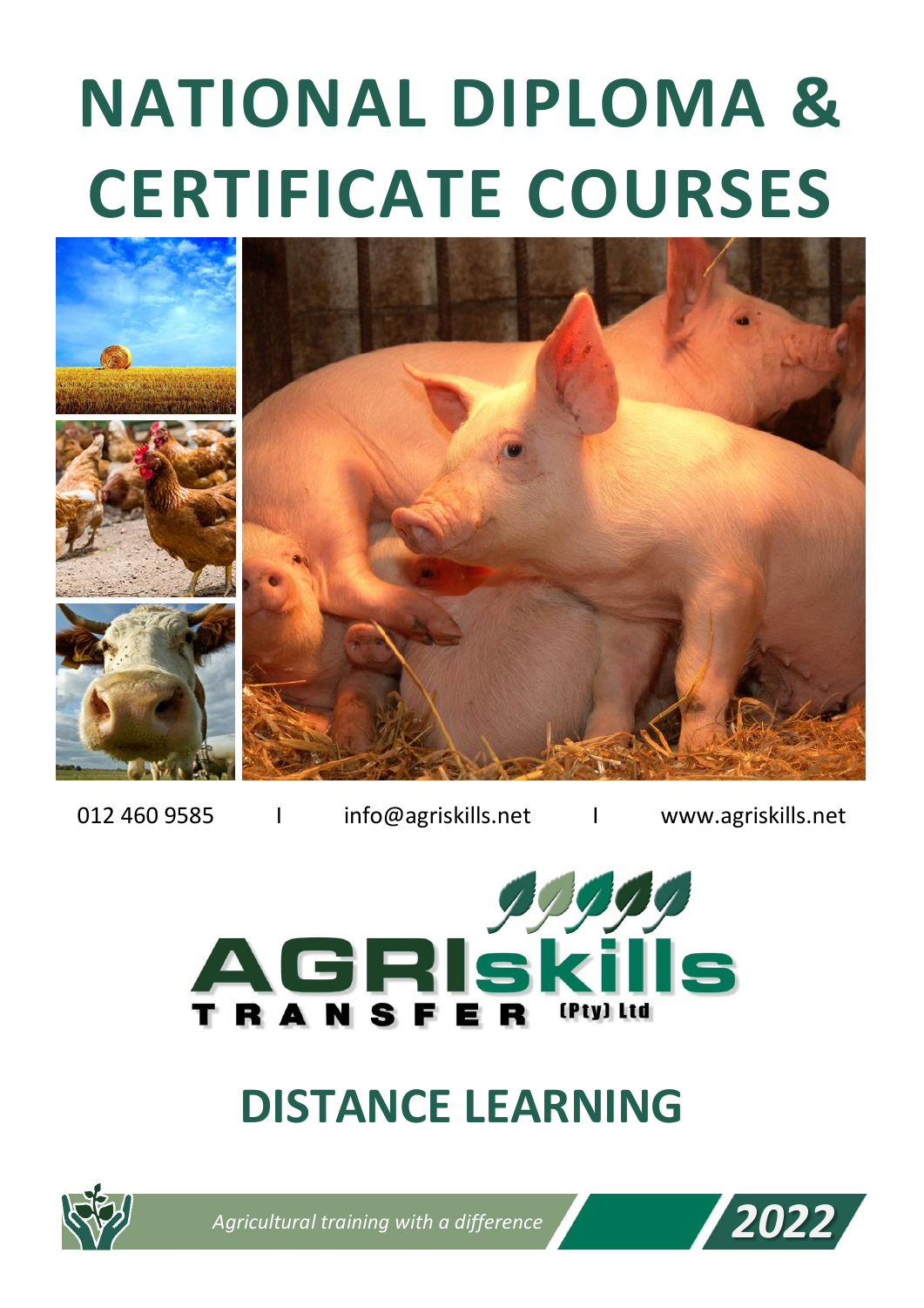# NATIONAL DIPLOMA & CERTIFICATE COURSES

012 460 9585 | info@agriskills.net | www.agriskills.net

AGRIskills TRANSFER (Pty) Ltd

## DISTANCE LEARNING

*Agricultural training with a difference*

2022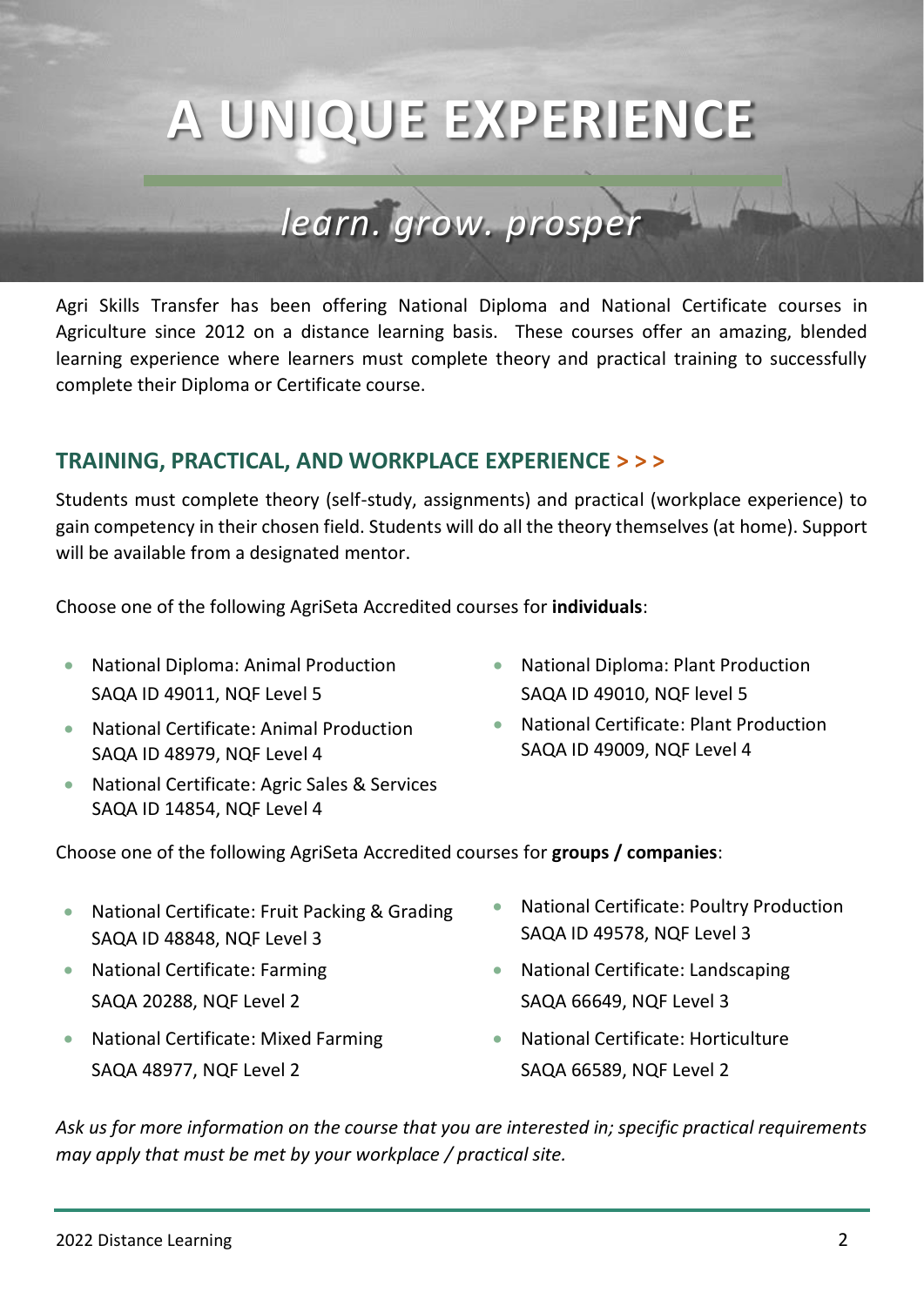# A UNIQUE EXPERIENCE

*learn. grow. prosper*

Agri Skills Transfer has been offering National Diploma and National Certificate courses in Agriculture since 2012 on a distance learning basis. These courses offer an amazing, blended learning experience where learners must complete theory and practical training to successfully complete their Diploma or Certificate course.

## TRAINING, PRACTICAL, AND WORKPLACE EXPERIENCE > > >

Students must complete theory (self-study, assignments) and practical (workplace experience) to gain competency in their chosen field. Students will do all the theory themselves (at home). Support will be available from a designated mentor.

Choose one of the following AgriSeta Accredited courses for **individuals**:

- National Diploma: Animal Production
  SAQA ID 49011, NQF Level 5
- National Certificate: Animal Production
  SAQA ID 48979, NQF Level 4
- National Certificate: Agric Sales & Services
  SAQA ID 14854, NQF Level 4
- National Diploma: Plant Production
  SAQA ID 49010, NQF level 5
- National Certificate: Plant Production
  SAQA ID 49009, NQF Level 4

Choose one of the following AgriSeta Accredited courses for **groups / companies**:

- National Certificate: Fruit Packing & Grading
  SAQA ID 48848, NQF Level 3
- National Certificate: Farming
  SAQA 20288, NQF Level 2
- National Certificate: Mixed Farming
  SAQA 48977, NQF Level 2
- National Certificate: Poultry Production
  SAQA ID 49578, NQF Level 3
- National Certificate: Landscaping
  SAQA 66649, NQF Level 3
- National Certificate: Horticulture
  SAQA 66589, NQF Level 2

*Ask us for more information on the course that you are interested in; specific practical requirements may apply that must be met by your workplace / practical site.*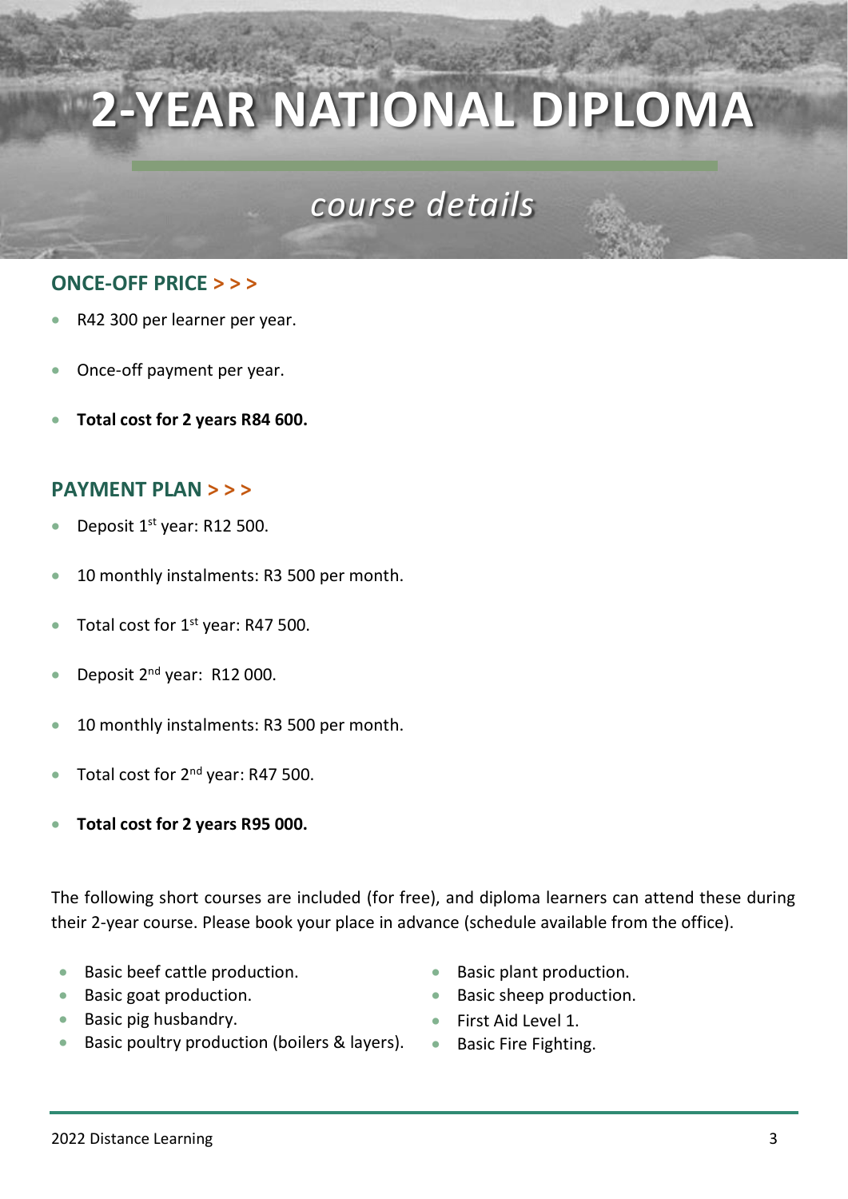# 2-YEAR NATIONAL DIPLOMA

## *course details*

### ONCE-OFF PRICE > > >

- R42 300 per learner per year.
- Once-off payment per year.
- **Total cost for 2 years R84 600.**

### PAYMENT PLAN > > >

- Deposit 1st year: R12 500.
- 10 monthly instalments: R3 500 per month.
- Total cost for 1st year: R47 500.
- Deposit 2nd year: R12 000.
- 10 monthly instalments: R3 500 per month.
- Total cost for 2nd year: R47 500.
- **Total cost for 2 years R95 000.**

The following short courses are included (for free), and diploma learners can attend these during their 2-year course. Please book your place in advance (schedule available from the office).

- Basic beef cattle production.
- Basic goat production.
- Basic pig husbandry.
- Basic poultry production (boilers & layers).
- Basic plant production.
- Basic sheep production.
- First Aid Level 1.
- Basic Fire Fighting.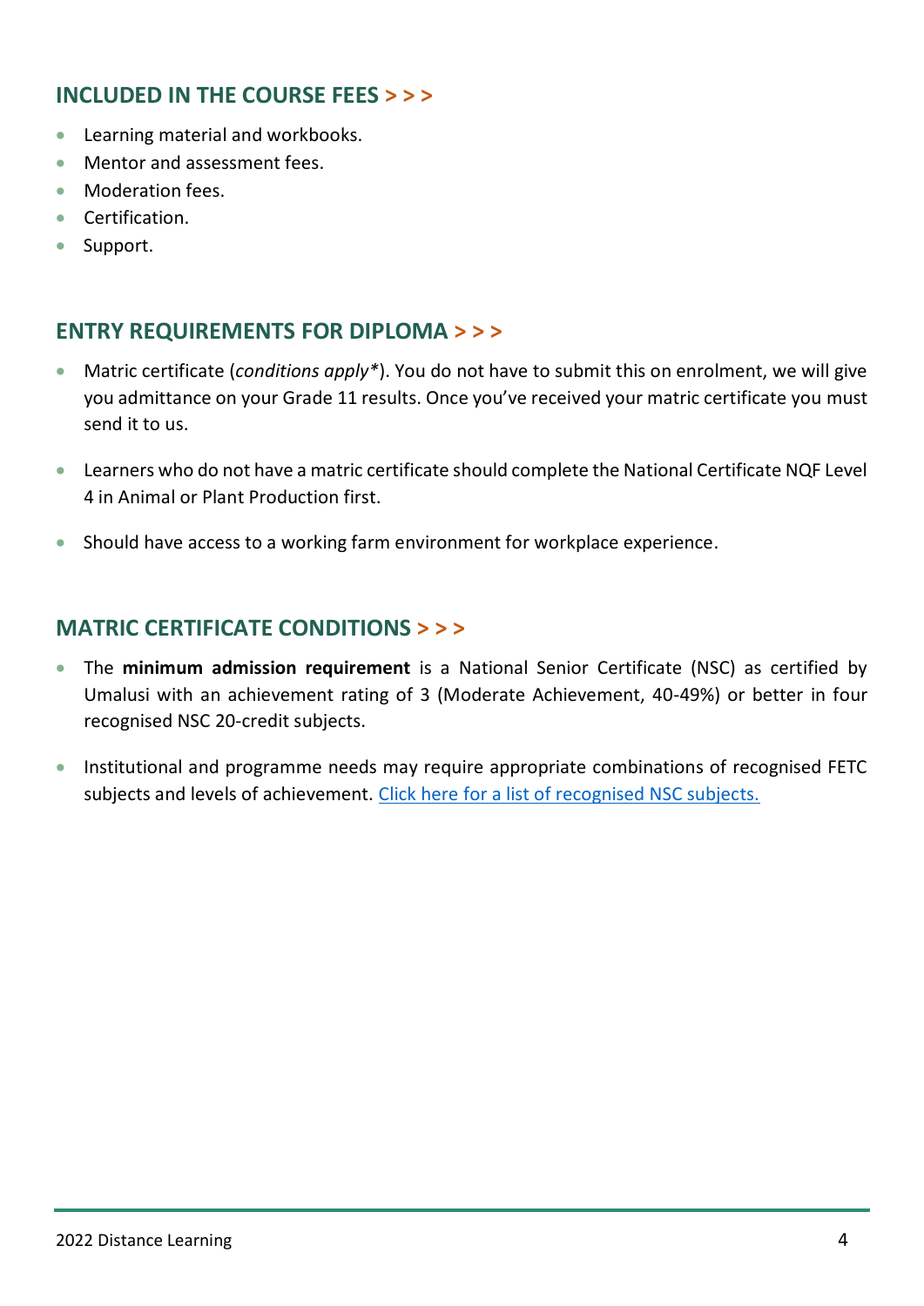## INCLUDED IN THE COURSE FEES > > >

- Learning material and workbooks.
- Mentor and assessment fees.
- Moderation fees.
- Certification.
- Support.

## ENTRY REQUIREMENTS FOR DIPLOMA > > >

- Matric certificate (*conditions apply**). You do not have to submit this on enrolment, we will give you admittance on your Grade 11 results. Once you've received your matric certificate you must send it to us.
- Learners who do not have a matric certificate should complete the National Certificate NQF Level 4 in Animal or Plant Production first.
- Should have access to a working farm environment for workplace experience.

## MATRIC CERTIFICATE CONDITIONS > > >

- The **minimum admission requirement** is a National Senior Certificate (NSC) as certified by Umalusi with an achievement rating of 3 (Moderate Achievement, 40-49%) or better in four recognised NSC 20-credit subjects.
- Institutional and programme needs may require appropriate combinations of recognised FETC subjects and levels of achievement. Click here for a list of recognised NSC subjects.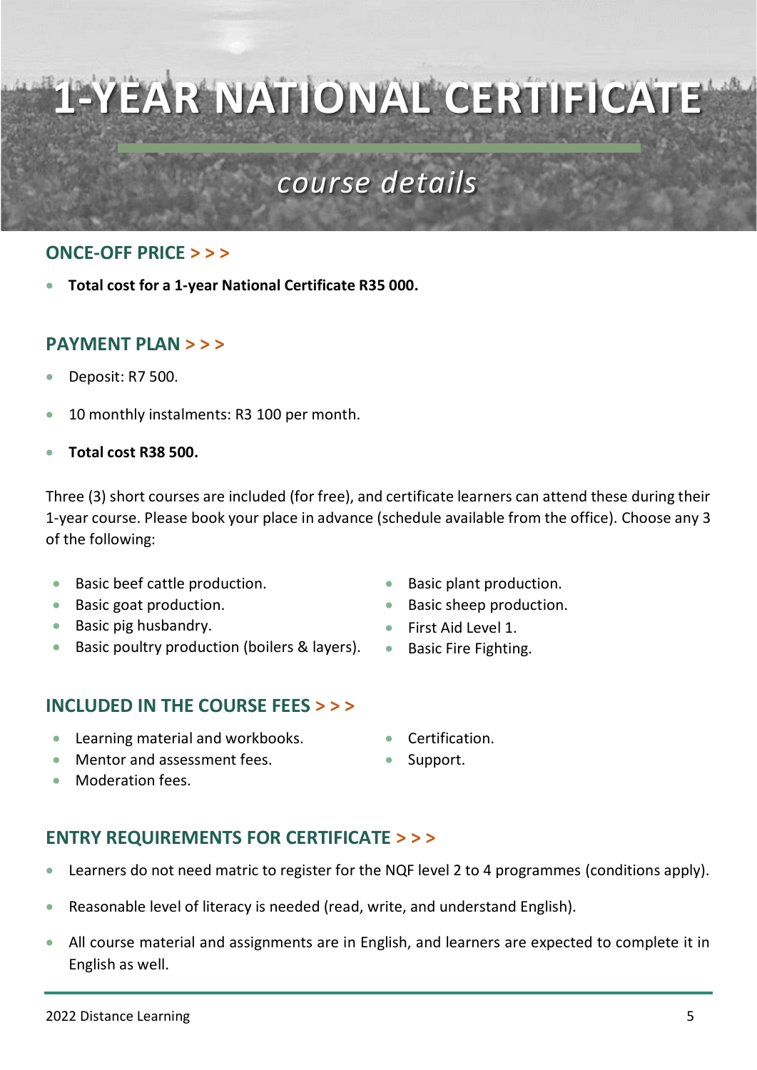# 1-YEAR NATIONAL CERTIFICATE

## *course details*

### ONCE-OFF PRICE > > >

- **Total cost for a 1-year National Certificate R35 000.**

### PAYMENT PLAN > > >

- Deposit: R7 500.
- 10 monthly instalments: R3 100 per month.
- **Total cost R38 500.**

Three (3) short courses are included (for free), and certificate learners can attend these during their 1-year course. Please book your place in advance (schedule available from the office). Choose any 3 of the following:

- Basic beef cattle production.
- Basic goat production.
- Basic pig husbandry.
- Basic poultry production (boilers & layers).
- Basic plant production.
- Basic sheep production.
- First Aid Level 1.
- Basic Fire Fighting.

### INCLUDED IN THE COURSE FEES > > >

- Learning material and workbooks.
- Mentor and assessment fees.
- Moderation fees.
- Certification.
- Support.

### ENTRY REQUIREMENTS FOR CERTIFICATE > > >

- Learners do not need matric to register for the NQF level 2 to 4 programmes (conditions apply).
- Reasonable level of literacy is needed (read, write, and understand English).
- All course material and assignments are in English, and learners are expected to complete it in English as well.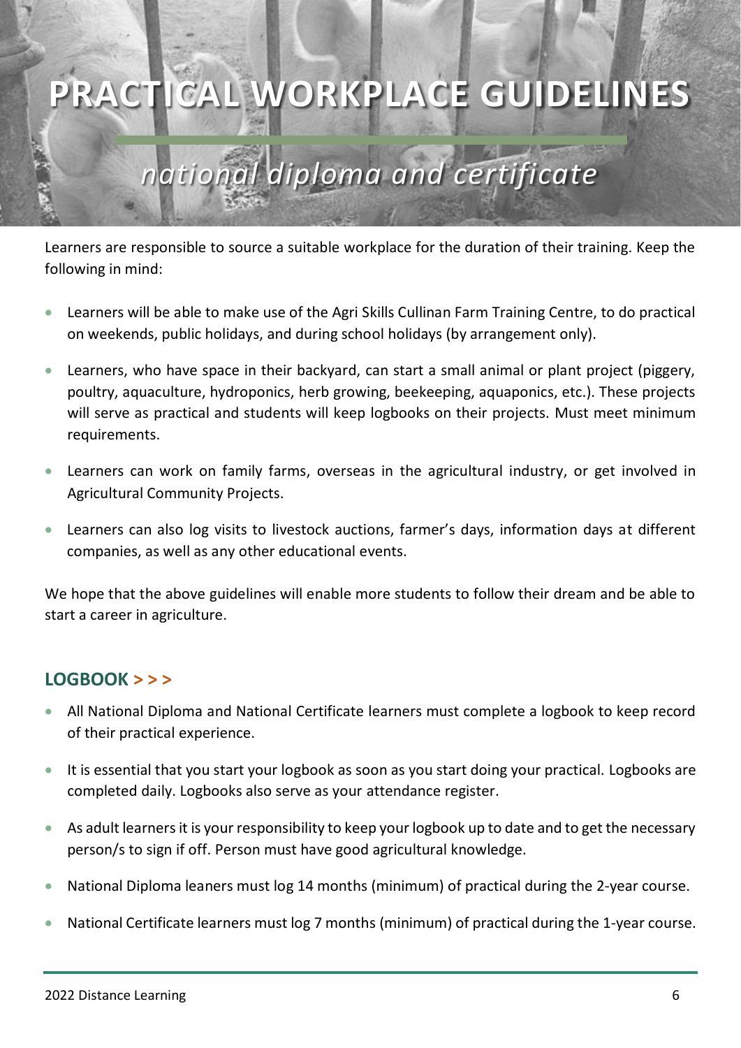# PRACTICAL WORKPLACE GUIDELINES

## *national diploma and certificate*

Learners are responsible to source a suitable workplace for the duration of their training. Keep the following in mind:

- Learners will be able to make use of the Agri Skills Cullinan Farm Training Centre, to do practical on weekends, public holidays, and during school holidays (by arrangement only).
- Learners, who have space in their backyard, can start a small animal or plant project (piggery, poultry, aquaculture, hydroponics, herb growing, beekeeping, aquaponics, etc.). These projects will serve as practical and students will keep logbooks on their projects. Must meet minimum requirements.
- Learners can work on family farms, overseas in the agricultural industry, or get involved in Agricultural Community Projects.
- Learners can also log visits to livestock auctions, farmer's days, information days at different companies, as well as any other educational events.

We hope that the above guidelines will enable more students to follow their dream and be able to start a career in agriculture.

### LOGBOOK > > >

- All National Diploma and National Certificate learners must complete a logbook to keep record of their practical experience.
- It is essential that you start your logbook as soon as you start doing your practical. Logbooks are completed daily. Logbooks also serve as your attendance register.
- As adult learners it is your responsibility to keep your logbook up to date and to get the necessary person/s to sign if off. Person must have good agricultural knowledge.
- National Diploma leaners must log 14 months (minimum) of practical during the 2-year course.
- National Certificate learners must log 7 months (minimum) of practical during the 1-year course.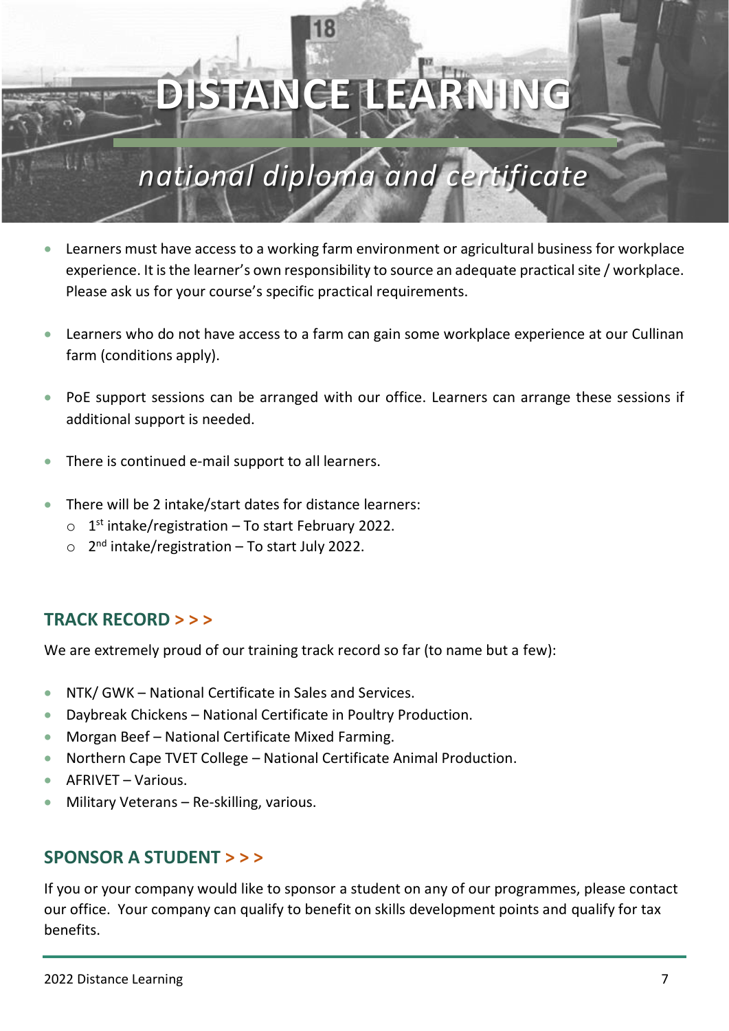# DISTANCE LEARNING

## *national diploma and certificate*

- Learners must have access to a working farm environment or agricultural business for workplace experience. It is the learner's own responsibility to source an adequate practical site / workplace. Please ask us for your course's specific practical requirements.
- Learners who do not have access to a farm can gain some workplace experience at our Cullinan farm (conditions apply).
- PoE support sessions can be arranged with our office. Learners can arrange these sessions if additional support is needed.
- There is continued e-mail support to all learners.
- There will be 2 intake/start dates for distance learners:
  - 1st intake/registration – To start February 2022.
  - 2nd intake/registration – To start July 2022.

## TRACK RECORD > > >

We are extremely proud of our training track record so far (to name but a few):

- NTK/ GWK – National Certificate in Sales and Services.
- Daybreak Chickens – National Certificate in Poultry Production.
- Morgan Beef – National Certificate Mixed Farming.
- Northern Cape TVET College – National Certificate Animal Production.
- AFRIVET – Various.
- Military Veterans – Re-skilling, various.

## SPONSOR A STUDENT > > >

If you or your company would like to sponsor a student on any of our programmes, please contact our office. Your company can qualify to benefit on skills development points and qualify for tax benefits.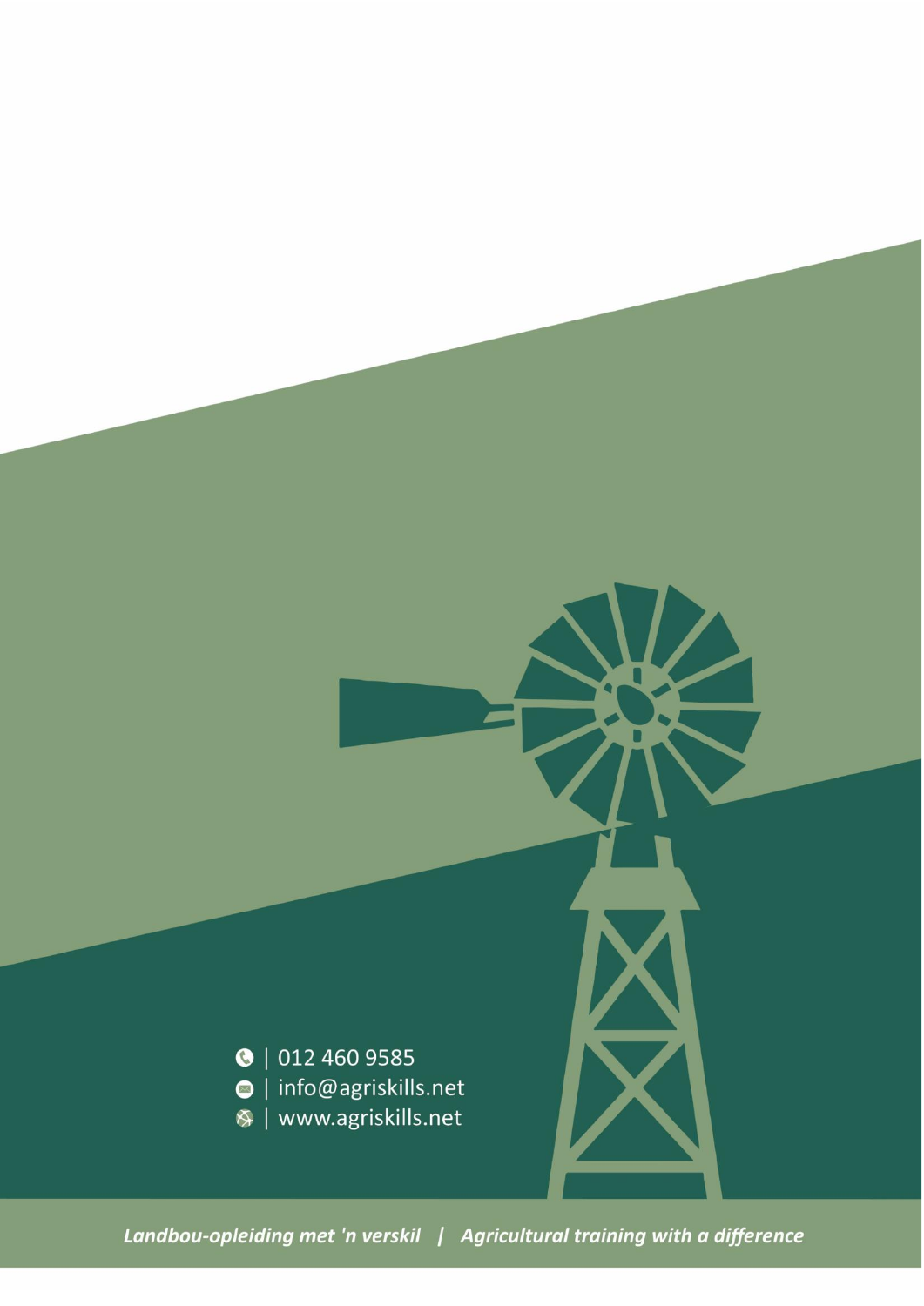| 012 460 9585

| info@agriskills.net

| www.agriskills.net

*Landbou-opleiding met 'n verskil | Agricultural training with a difference*